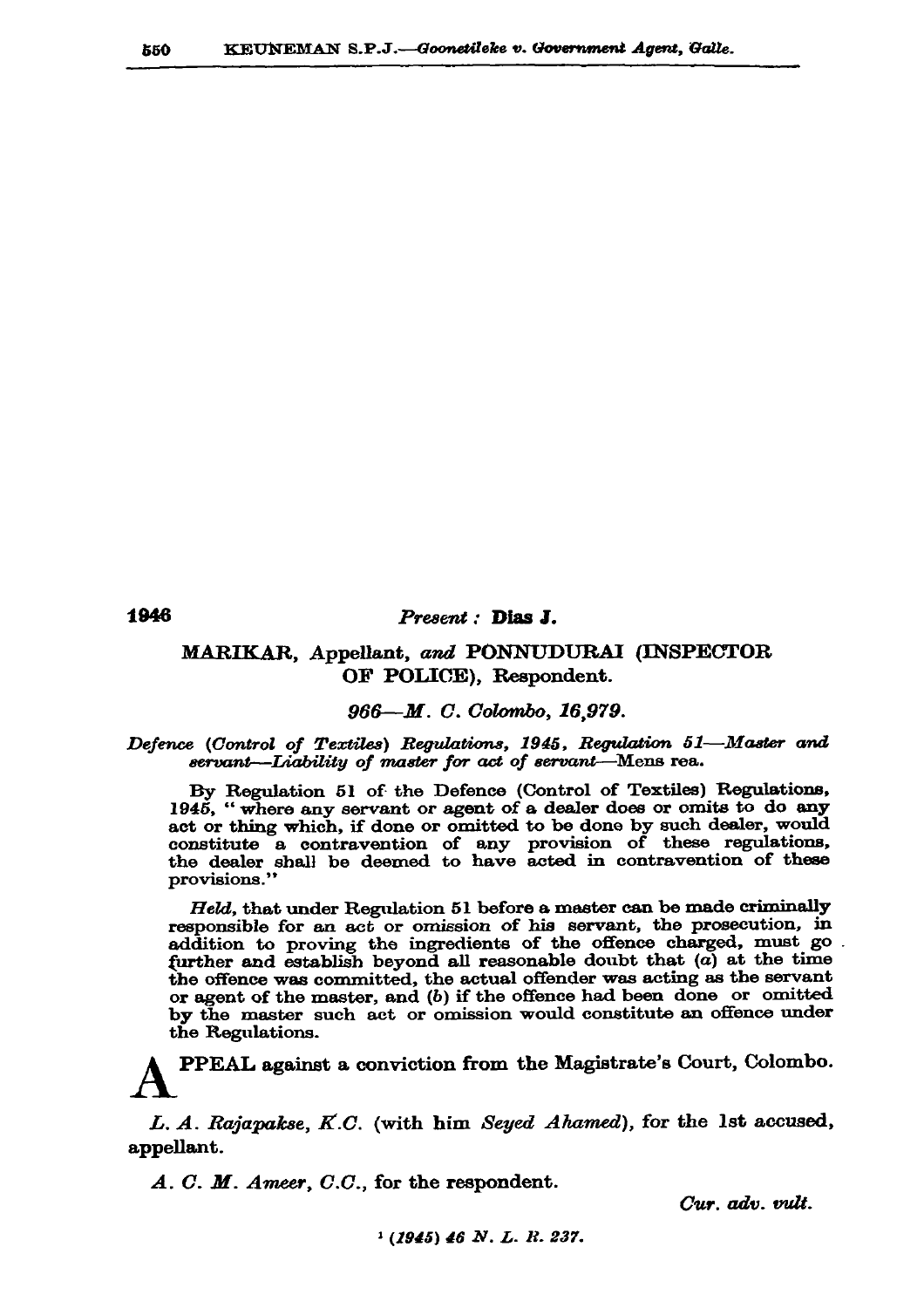1946

*Present :* **Dias J.**

## MARIKAR, Appellant, *and* PONNUDURAI (INSPECTOR OF POLICE), Respondent.

*966—M. C. Colombo, 16,979.*

*Defence (Control of Textiles) Regulations, 1945, Regulation 51—Master and servant—Liability of master for act of servant*—Mens rea.

By Regulation 51 of the Defence (Control of Textiles) Regulations, 1945, " where any servant or agent of a dealer does or omits to do any act or thing which, if done or omitted to be done by such dealer, would constitute a contravention of any provision of these regulations, the dealer shall be deemed to have acted in contravention of these provisions."

*Held*, that under Regulation 51 before a master can be made criminally responsible for an act or omission of his servant, the prosecution, in addition to proving the ingredients of the offence charged, must go further and establish beyond all reasonable doubt that (*a*) at the time the offence was committed, the actual offender was acting as the servant or agent of the master, and (*b*) if the offence had been done or omitted by the master such act or omission would constitute an offence under the Regulations.

APPEAL against a conviction from the Magistrate's Court, Colombo.

*L. A. Rajapakse, K.C.* (with him *Seyed Ahamed*), for the 1st accused, appellant.

*A. C. M. Ameer, C.C.*, for the respondent.

*Cur. adv. vult.*

[1] *(1945) 46 N. L. R. 237.*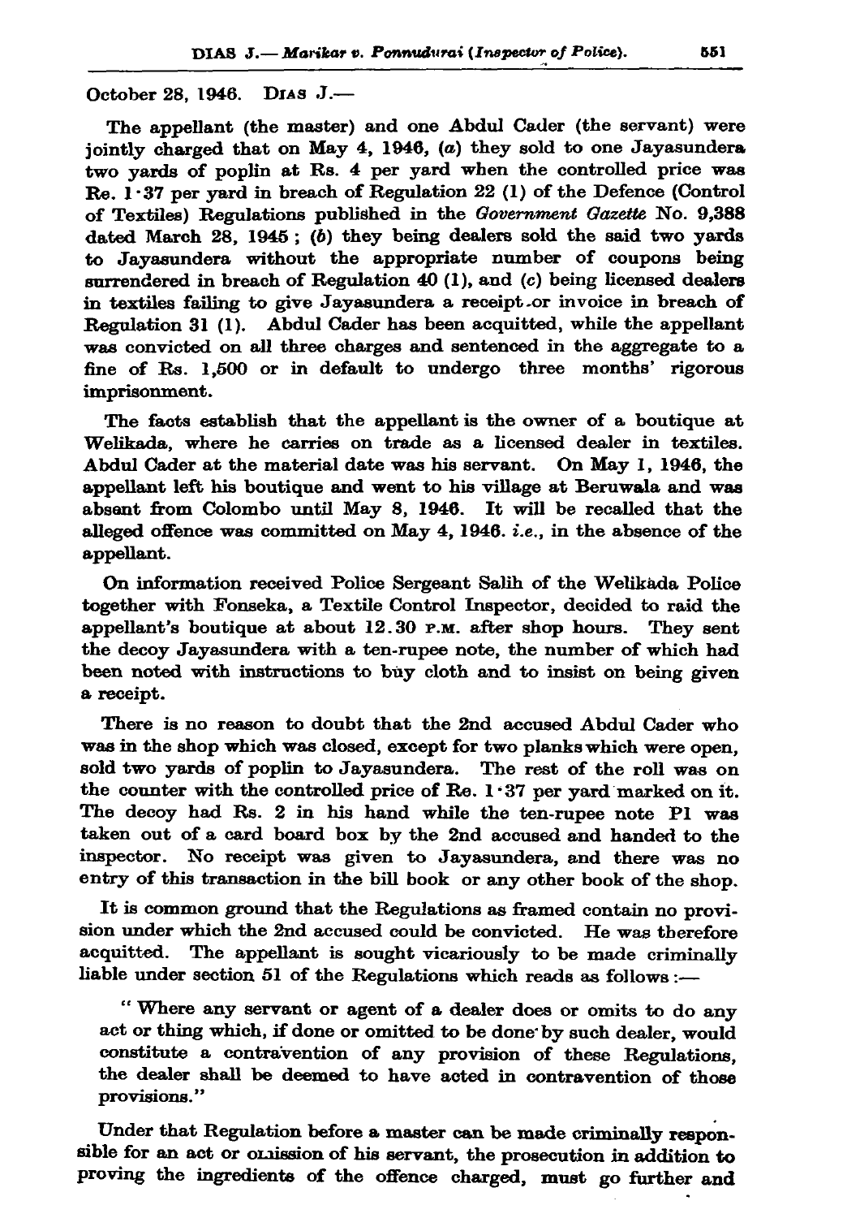October 28, 1946. DIAS J.—

The appellant (the master) and one Abdul Cader (the servant) were jointly charged that on May 4, 1946, (*a*) they sold to one Jayasundera two yards of poplin at Rs. 4 per yard when the controlled price was Re. 1·37 per yard in breach of Regulation 22 (1) of the Defence (Control of Textiles) Regulations published in the *Government Gazette* No. 9,388 dated March 28, 1945; (*b*) they being dealers sold the said two yards to Jayasundera without the appropriate number of coupons being surrendered in breach of Regulation 40 (1), and (*c*) being licensed dealers in textiles failing to give Jayasundera a receipt or invoice in breach of Regulation 31 (1). Abdul Cader has been acquitted, while the appellant was convicted on all three charges and sentenced in the aggregate to a fine of Rs. 1,500 or in default to undergo three months' rigorous imprisonment.

The facts establish that the appellant is the owner of a boutique at Welikada, where he carries on trade as a licensed dealer in textiles. Abdul Cader at the material date was his servant. On May 1, 1946, the appellant left his boutique and went to his village at Beruwala and was absent from Colombo until May 8, 1946. It will be recalled that the alleged offence was committed on May 4, 1946. *i.e.*, in the absence of the appellant.

On information received Police Sergeant Salih of the Welikada Police together with Fonseka, a Textile Control Inspector, decided to raid the appellant's boutique at about 12.30 P.M. after shop hours. They sent the decoy Jayasundera with a ten-rupee note, the number of which had been noted with instructions to buy cloth and to insist on being given a receipt.

There is no reason to doubt that the 2nd accused Abdul Cader who was in the shop which was closed, except for two planks which were open, sold two yards of poplin to Jayasundera. The rest of the roll was on the counter with the controlled price of Re. 1·37 per yard marked on it. The decoy had Rs. 2 in his hand while the ten-rupee note P1 was taken out of a card board box by the 2nd accused and handed to the inspector. No receipt was given to Jayasundera, and there was no entry of this transaction in the bill book or any other book of the shop.

It is common ground that the Regulations as framed contain no provision under which the 2nd accused could be convicted. He was therefore acquitted. The appellant is sought vicariously to be made criminally liable under section 51 of the Regulations which reads as follows :—

> " Where any servant or agent of a dealer does or omits to do any act or thing which, if done or omitted to be done by such dealer, would constitute a contravention of any provision of these Regulations, the dealer shall be deemed to have acted in contravention of those provisions."

Under that Regulation before a master can be made criminally responsible for an act or omission of his servant, the prosecution in addition to proving the ingredients of the offence charged, must go further and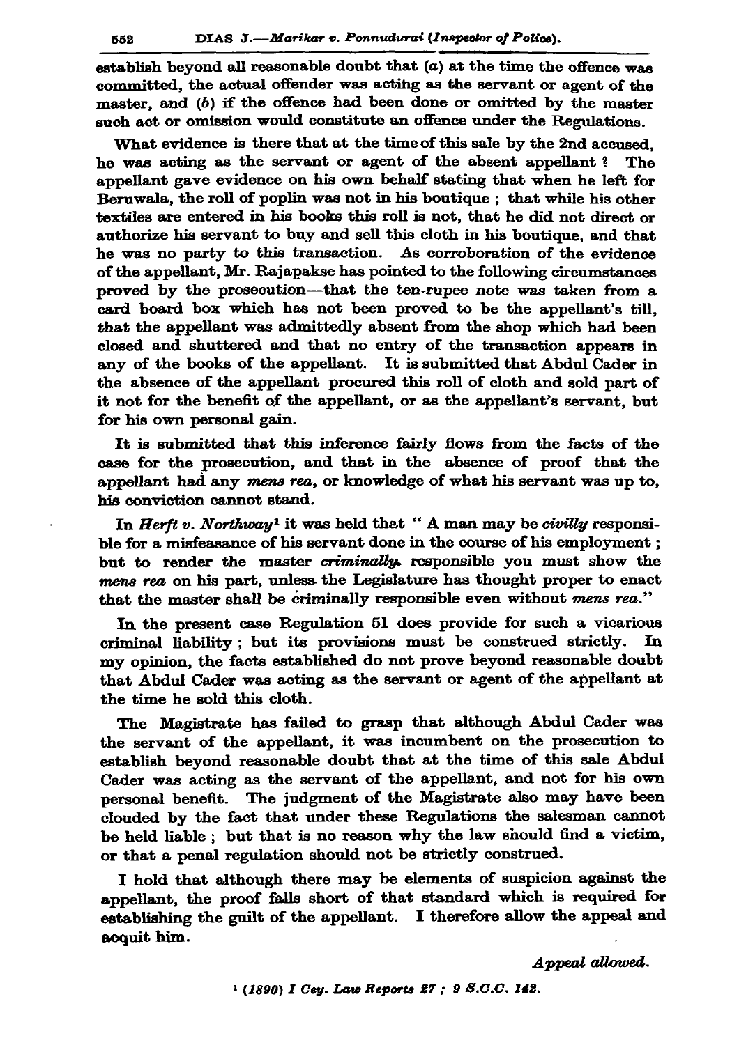establish beyond all reasonable doubt that (*a*) at the time the offence was committed, the actual offender was acting as the servant or agent of the master, and (*b*) if the offence had been done or omitted by the master such act or omission would constitute an offence under the Regulations.

What evidence is there that at the time of this sale by the 2nd accused, he was acting as the servant or agent of the absent appellant ? The appellant gave evidence on his own behalf stating that when he left for Beruwala, the roll of poplin was not in his boutique ; that while his other textiles are entered in his books this roll is not, that he did not direct or authorize his servant to buy and sell this cloth in his boutique, and that he was no party to this transaction. As corroboration of the evidence of the appellant, Mr. Rajapakse has pointed to the following circumstances proved by the prosecution—that the ten-rupee note was taken from a card board box which has not been proved to be the appellant's till, that the appellant was admittedly absent from the shop which had been closed and shuttered and that no entry of the transaction appears in any of the books of the appellant. It is submitted that Abdul Cader in the absence of the appellant procured this roll of cloth and sold part of it not for the benefit of the appellant, or as the appellant's servant, but for his own personal gain.

It is submitted that this inference fairly flows from the facts of the case for the prosecution, and that in the absence of proof that the appellant had any *mens rea*, or knowledge of what his servant was up to, his conviction cannot stand.

In *Herft v. Northway*[1] it was held that " A man may be *civilly* responsible for a misfeasance of his servant done in the course of his employment ; but to render the master *criminally* responsible you must show the *mens rea* on his part, unless the Legislature has thought proper to enact that the master shall be criminally responsible even without *mens rea*."

In the present case Regulation 51 does provide for such a vicarious criminal liability ; but its provisions must be construed strictly. In my opinion, the facts established do not prove beyond reasonable doubt that Abdul Cader was acting as the servant or agent of the appellant at the time he sold this cloth.

The Magistrate has failed to grasp that although Abdul Cader was the servant of the appellant, it was incumbent on the prosecution to establish beyond reasonable doubt that at the time of this sale Abdul Cader was acting as the servant of the appellant, and not for his own personal benefit. The judgment of the Magistrate also may have been clouded by the fact that under these Regulations the salesman cannot be held liable ; but that is no reason why the law should find a victim, or that a penal regulation should not be strictly construed.

I hold that although there may be elements of suspicion against the appellant, the proof falls short of that standard which is required for establishing the guilt of the appellant. I therefore allow the appeal and acquit him.

*Appeal allowed.*

[1] *(1890) I Cey. Law Reports 27 ; 9 S.C.C. 142.*